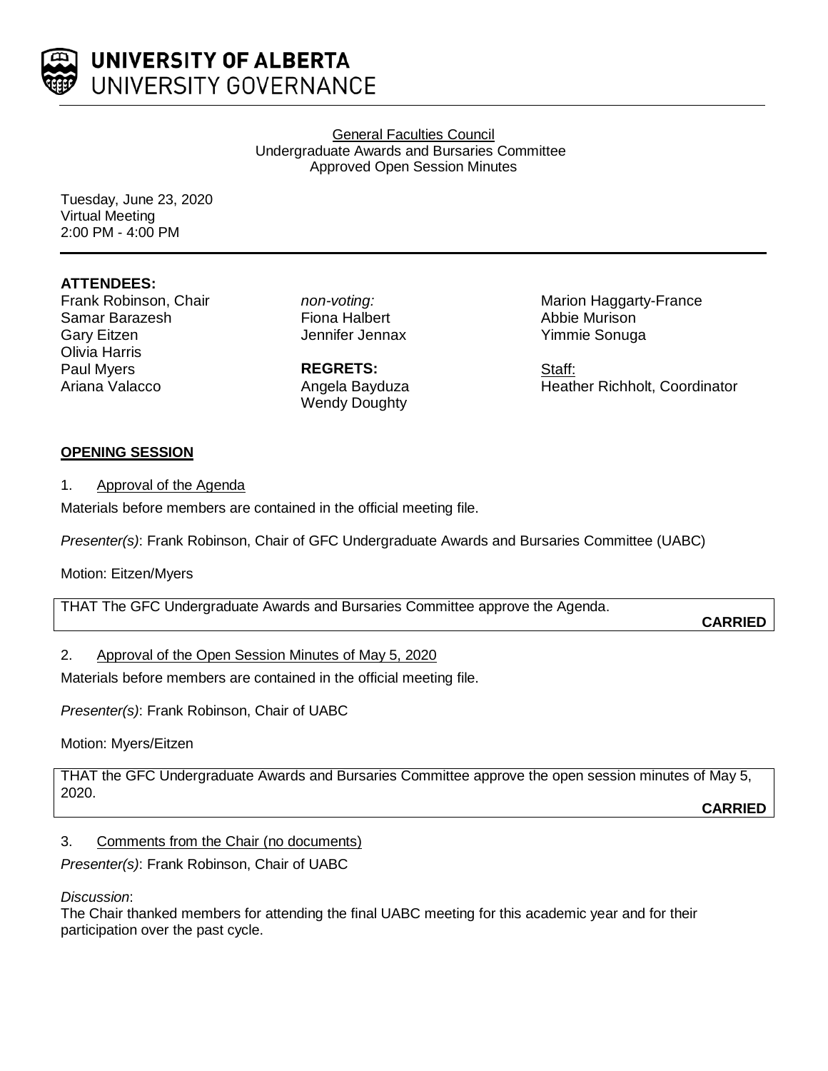UNIVERSITY OF ALBERTA
UNIVERSITY GOVERNANCE

General Faculties Council
Undergraduate Awards and Bursaries Committee
Approved Open Session Minutes

Tuesday, June 23, 2020
Virtual Meeting
2:00 PM - 4:00 PM

**ATTENDEES:**

Frank Robinson, Chair
Samar Barazesh
Gary Eitzen
Olivia Harris
Paul Myers
Ariana Valacco

*non-voting:*
Fiona Halbert
Jennifer Jennax
Marion Haggarty-France
Abbie Murison
Yimmie Sonuga

**REGRETS:**
Angela Bayduza
Wendy Doughty

Staff:
Heather Richholt, Coordinator

**OPENING SESSION**

1. Approval of the Agenda

Materials before members are contained in the official meeting file.

*Presenter(s)*: Frank Robinson, Chair of GFC Undergraduate Awards and Bursaries Committee (UABC)

Motion: Eitzen/Myers

THAT The GFC Undergraduate Awards and Bursaries Committee approve the Agenda.

**CARRIED**

2. Approval of the Open Session Minutes of May 5, 2020

Materials before members are contained in the official meeting file.

*Presenter(s)*: Frank Robinson, Chair of UABC

Motion: Myers/Eitzen

THAT the GFC Undergraduate Awards and Bursaries Committee approve the open session minutes of May 5, 2020.

**CARRIED**

3. Comments from the Chair (no documents)

*Presenter(s)*: Frank Robinson, Chair of UABC

*Discussion*:
The Chair thanked members for attending the final UABC meeting for this academic year and for their participation over the past cycle.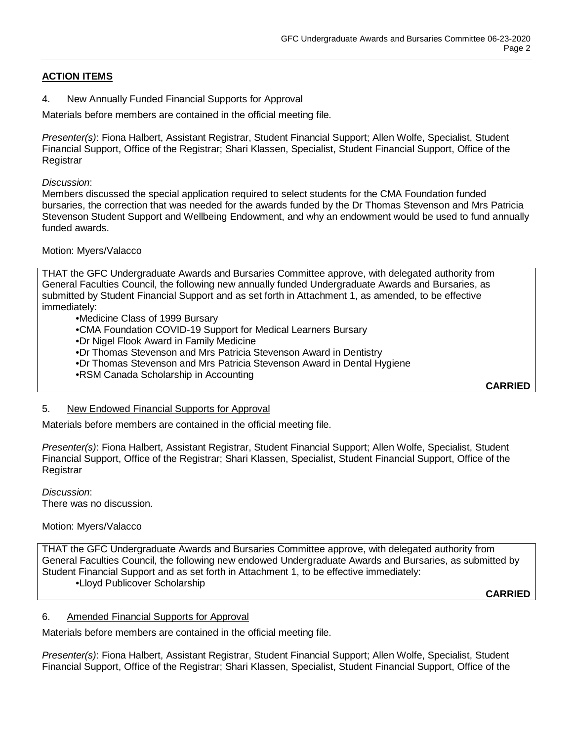## ACTION ITEMS

4. New Annually Funded Financial Supports for Approval

Materials before members are contained in the official meeting file.

*Presenter(s)*: Fiona Halbert, Assistant Registrar, Student Financial Support; Allen Wolfe, Specialist, Student Financial Support, Office of the Registrar; Shari Klassen, Specialist, Student Financial Support, Office of the Registrar

*Discussion*:
Members discussed the special application required to select students for the CMA Foundation funded bursaries, the correction that was needed for the awards funded by the Dr Thomas Stevenson and Mrs Patricia Stevenson Student Support and Wellbeing Endowment, and why an endowment would be used to fund annually funded awards.

Motion: Myers/Valacco

THAT the GFC Undergraduate Awards and Bursaries Committee approve, with delegated authority from General Faculties Council, the following new annually funded Undergraduate Awards and Bursaries, as submitted by Student Financial Support and as set forth in Attachment 1, as amended, to be effective immediately:

- Medicine Class of 1999 Bursary
- CMA Foundation COVID-19 Support for Medical Learners Bursary
- Dr Nigel Flook Award in Family Medicine
- Dr Thomas Stevenson and Mrs Patricia Stevenson Award in Dentistry
- Dr Thomas Stevenson and Mrs Patricia Stevenson Award in Dental Hygiene
- RSM Canada Scholarship in Accounting

**CARRIED**

5. New Endowed Financial Supports for Approval

Materials before members are contained in the official meeting file.

*Presenter(s)*: Fiona Halbert, Assistant Registrar, Student Financial Support; Allen Wolfe, Specialist, Student Financial Support, Office of the Registrar; Shari Klassen, Specialist, Student Financial Support, Office of the Registrar

*Discussion*:
There was no discussion.

Motion: Myers/Valacco

THAT the GFC Undergraduate Awards and Bursaries Committee approve, with delegated authority from General Faculties Council, the following new endowed Undergraduate Awards and Bursaries, as submitted by Student Financial Support and as set forth in Attachment 1, to be effective immediately:

- Lloyd Publicover Scholarship

**CARRIED**

6. Amended Financial Supports for Approval

Materials before members are contained in the official meeting file.

*Presenter(s)*: Fiona Halbert, Assistant Registrar, Student Financial Support; Allen Wolfe, Specialist, Student Financial Support, Office of the Registrar; Shari Klassen, Specialist, Student Financial Support, Office of the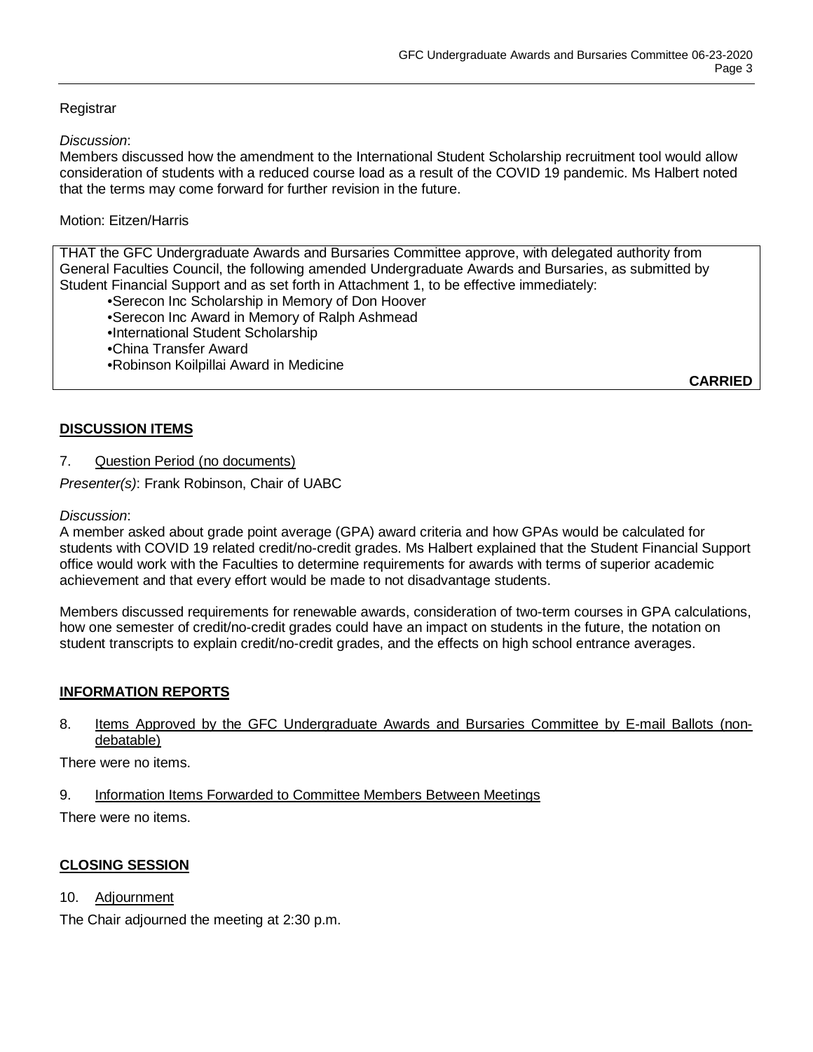Registrar

*Discussion*:
Members discussed how the amendment to the International Student Scholarship recruitment tool would allow consideration of students with a reduced course load as a result of the COVID 19 pandemic. Ms Halbert noted that the terms may come forward for further revision in the future.

Motion: Eitzen/Harris

THAT the GFC Undergraduate Awards and Bursaries Committee approve, with delegated authority from General Faculties Council, the following amended Undergraduate Awards and Bursaries, as submitted by Student Financial Support and as set forth in Attachment 1, to be effective immediately:

- Serecon Inc Scholarship in Memory of Don Hoover
- Serecon Inc Award in Memory of Ralph Ashmead
- International Student Scholarship
- China Transfer Award
- Robinson Koilpillai Award in Medicine

**CARRIED**

## DISCUSSION ITEMS

7. Question Period (no documents)

*Presenter(s)*: Frank Robinson, Chair of UABC

*Discussion*:
A member asked about grade point average (GPA) award criteria and how GPAs would be calculated for students with COVID 19 related credit/no-credit grades. Ms Halbert explained that the Student Financial Support office would work with the Faculties to determine requirements for awards with terms of superior academic achievement and that every effort would be made to not disadvantage students.

Members discussed requirements for renewable awards, consideration of two-term courses in GPA calculations, how one semester of credit/no-credit grades could have an impact on students in the future, the notation on student transcripts to explain credit/no-credit grades, and the effects on high school entrance averages.

## INFORMATION REPORTS

8. Items Approved by the GFC Undergraduate Awards and Bursaries Committee by E-mail Ballots (non-debatable)

There were no items.

9. Information Items Forwarded to Committee Members Between Meetings

There were no items.

## CLOSING SESSION

10. Adjournment

The Chair adjourned the meeting at 2:30 p.m.